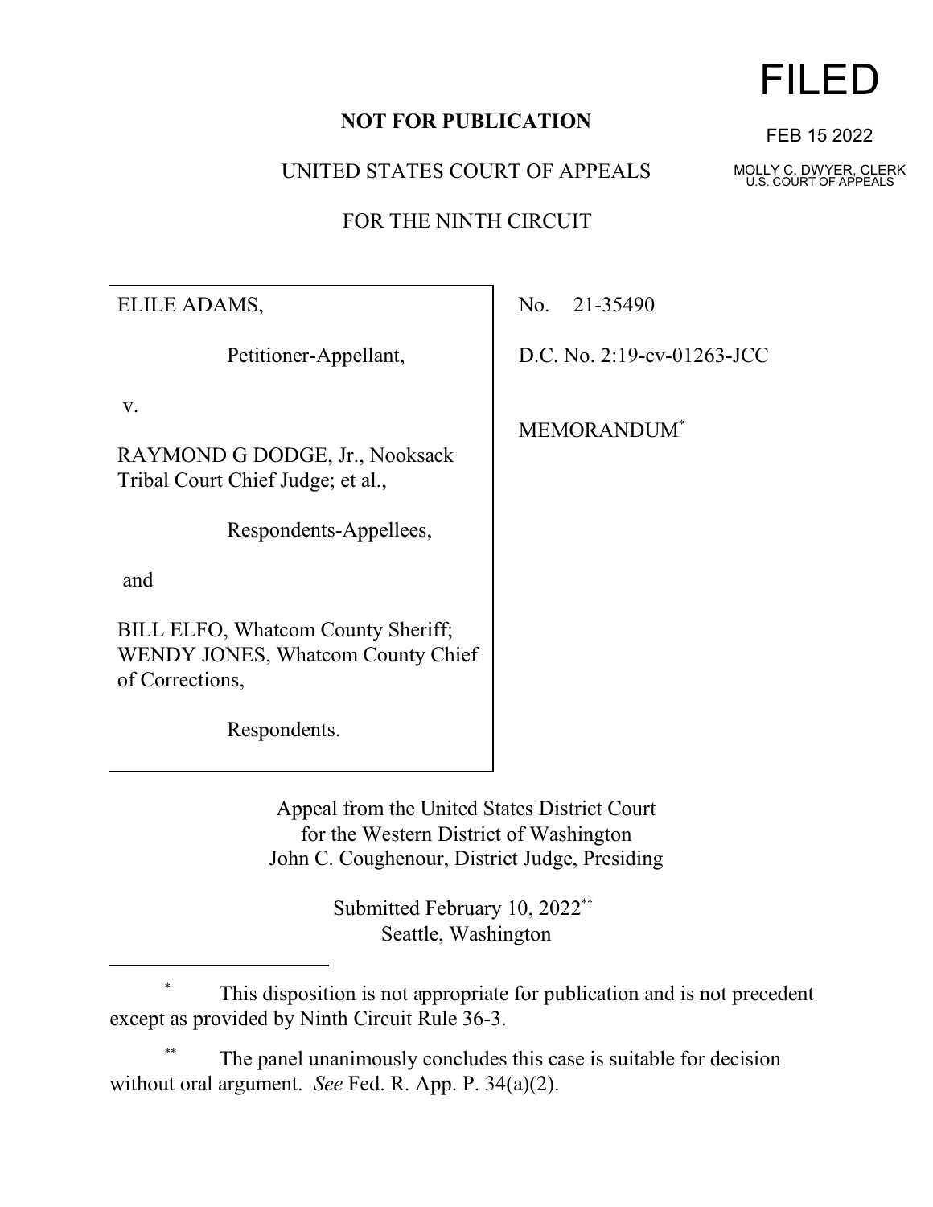**NOT FOR PUBLICATION**

UNITED STATES COURT OF APPEALS

FOR THE NINTH CIRCUIT

FILED

FEB 15 2022

MOLLY C. DWYER, CLERK
U.S. COURT OF APPEALS

ELILE ADAMS,

Petitioner-Appellant,

v.

RAYMOND G DODGE, Jr., Nooksack Tribal Court Chief Judge; et al.,

Respondents-Appellees,

and

BILL ELFO, Whatcom County Sheriff; WENDY JONES, Whatcom County Chief of Corrections,

Respondents.

No. 21-35490

D.C. No. 2:19-cv-01263-JCC

MEMORANDUM*

Appeal from the United States District Court
for the Western District of Washington
John C. Coughenour, District Judge, Presiding

Submitted February 10, 2022**
Seattle, Washington

---

\* This disposition is not appropriate for publication and is not precedent except as provided by Ninth Circuit Rule 36-3.

\*\* The panel unanimously concludes this case is suitable for decision without oral argument. *See* Fed. R. App. P. 34(a)(2).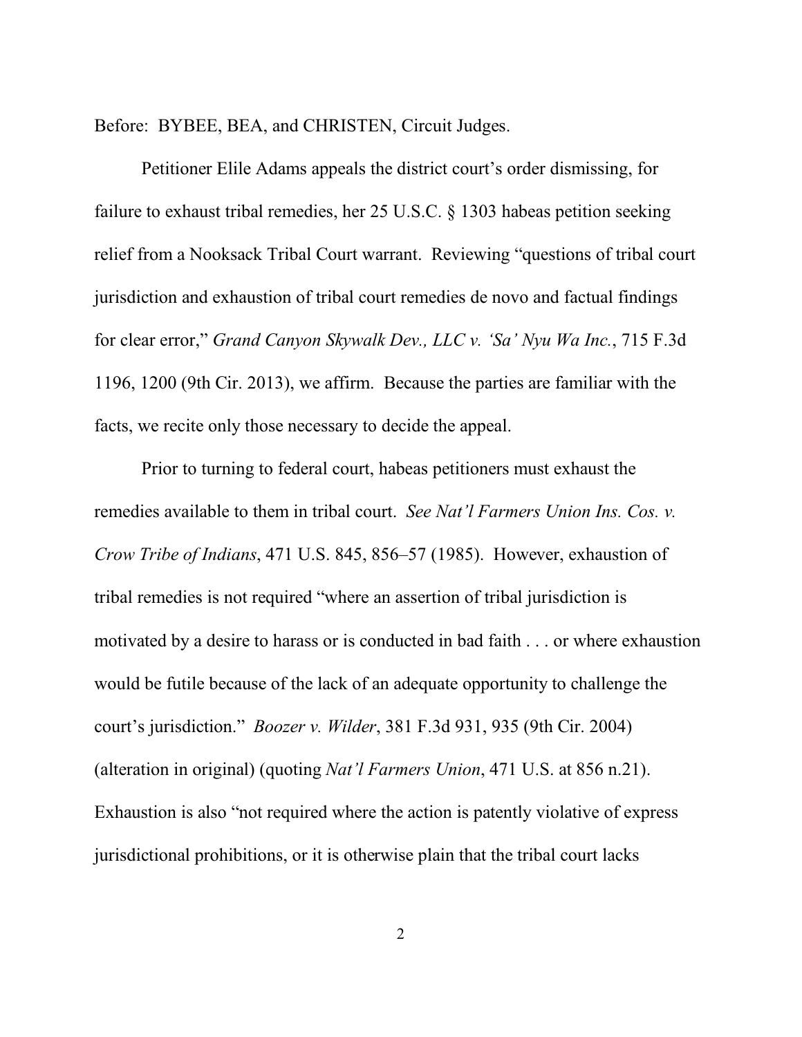Before: BYBEE, BEA, and CHRISTEN, Circuit Judges.

Petitioner Elile Adams appeals the district court's order dismissing, for failure to exhaust tribal remedies, her 25 U.S.C. § 1303 habeas petition seeking relief from a Nooksack Tribal Court warrant. Reviewing "questions of tribal court jurisdiction and exhaustion of tribal court remedies de novo and factual findings for clear error," *Grand Canyon Skywalk Dev., LLC v. 'Sa' Nyu Wa Inc.*, 715 F.3d 1196, 1200 (9th Cir. 2013), we affirm. Because the parties are familiar with the facts, we recite only those necessary to decide the appeal.

Prior to turning to federal court, habeas petitioners must exhaust the remedies available to them in tribal court. *See Nat'l Farmers Union Ins. Cos. v. Crow Tribe of Indians*, 471 U.S. 845, 856–57 (1985). However, exhaustion of tribal remedies is not required "where an assertion of tribal jurisdiction is motivated by a desire to harass or is conducted in bad faith . . . or where exhaustion would be futile because of the lack of an adequate opportunity to challenge the court's jurisdiction." *Boozer v. Wilder*, 381 F.3d 931, 935 (9th Cir. 2004) (alteration in original) (quoting *Nat'l Farmers Union*, 471 U.S. at 856 n.21). Exhaustion is also "not required where the action is patently violative of express jurisdictional prohibitions, or it is otherwise plain that the tribal court lacks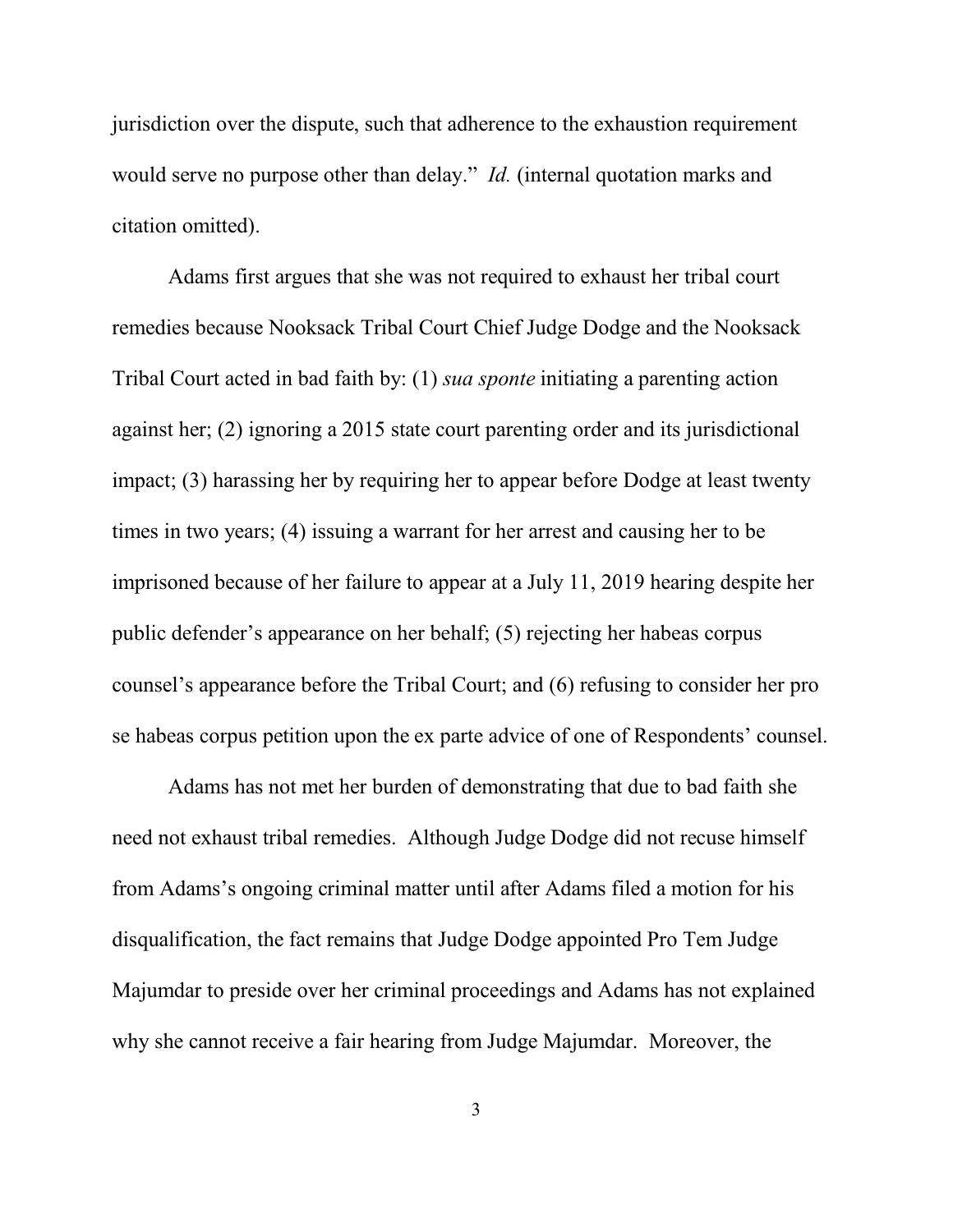jurisdiction over the dispute, such that adherence to the exhaustion requirement would serve no purpose other than delay." *Id.* (internal quotation marks and citation omitted).

Adams first argues that she was not required to exhaust her tribal court remedies because Nooksack Tribal Court Chief Judge Dodge and the Nooksack Tribal Court acted in bad faith by: (1) *sua sponte* initiating a parenting action against her; (2) ignoring a 2015 state court parenting order and its jurisdictional impact; (3) harassing her by requiring her to appear before Dodge at least twenty times in two years; (4) issuing a warrant for her arrest and causing her to be imprisoned because of her failure to appear at a July 11, 2019 hearing despite her public defender's appearance on her behalf; (5) rejecting her habeas corpus counsel's appearance before the Tribal Court; and (6) refusing to consider her pro se habeas corpus petition upon the ex parte advice of one of Respondents' counsel.

Adams has not met her burden of demonstrating that due to bad faith she need not exhaust tribal remedies. Although Judge Dodge did not recuse himself from Adams's ongoing criminal matter until after Adams filed a motion for his disqualification, the fact remains that Judge Dodge appointed Pro Tem Judge Majumdar to preside over her criminal proceedings and Adams has not explained why she cannot receive a fair hearing from Judge Majumdar. Moreover, the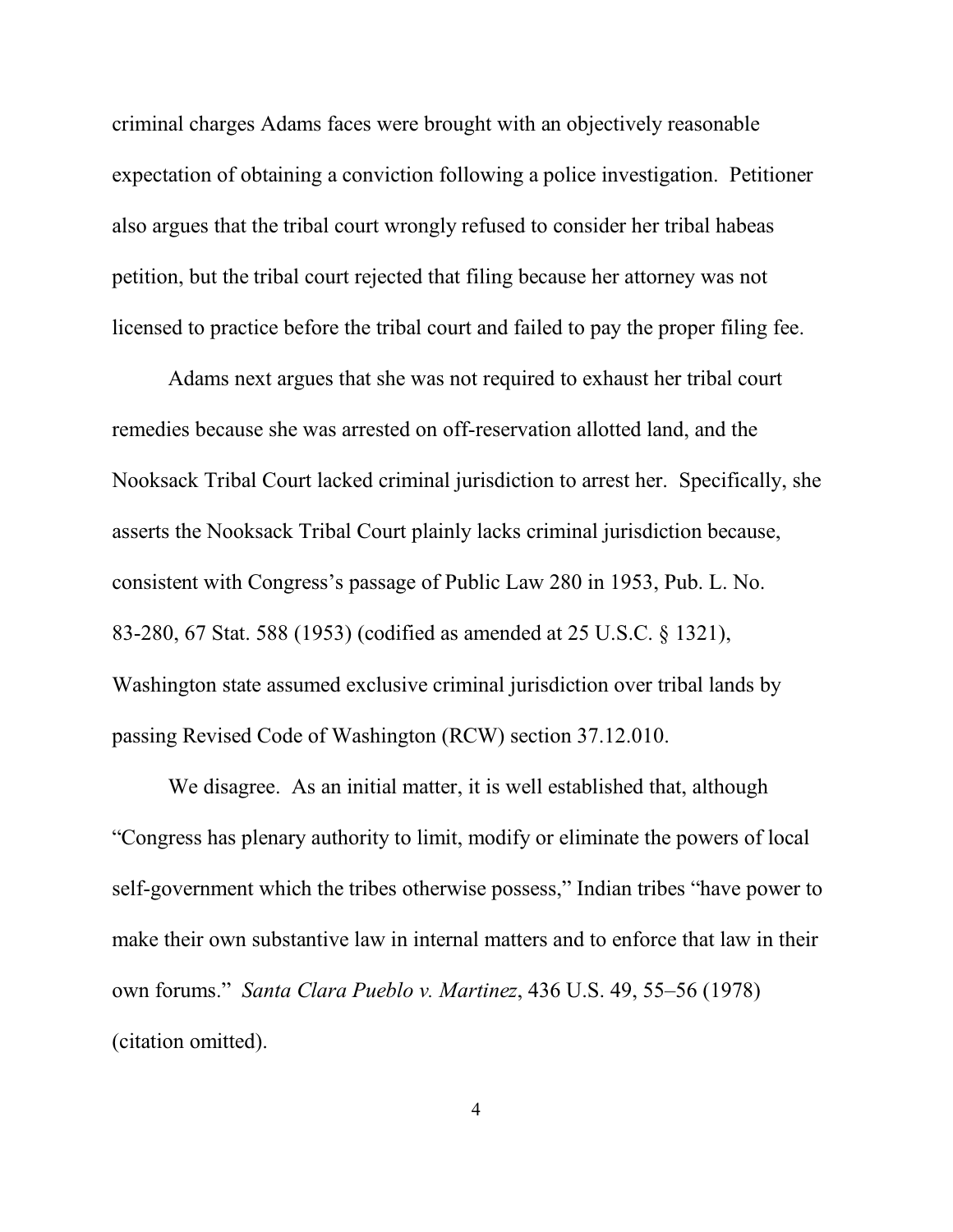criminal charges Adams faces were brought with an objectively reasonable expectation of obtaining a conviction following a police investigation. Petitioner also argues that the tribal court wrongly refused to consider her tribal habeas petition, but the tribal court rejected that filing because her attorney was not licensed to practice before the tribal court and failed to pay the proper filing fee.

Adams next argues that she was not required to exhaust her tribal court remedies because she was arrested on off-reservation allotted land, and the Nooksack Tribal Court lacked criminal jurisdiction to arrest her. Specifically, she asserts the Nooksack Tribal Court plainly lacks criminal jurisdiction because, consistent with Congress's passage of Public Law 280 in 1953, Pub. L. No. 83-280, 67 Stat. 588 (1953) (codified as amended at 25 U.S.C. § 1321), Washington state assumed exclusive criminal jurisdiction over tribal lands by passing Revised Code of Washington (RCW) section 37.12.010.

We disagree. As an initial matter, it is well established that, although "Congress has plenary authority to limit, modify or eliminate the powers of local self-government which the tribes otherwise possess," Indian tribes "have power to make their own substantive law in internal matters and to enforce that law in their own forums." *Santa Clara Pueblo v. Martinez*, 436 U.S. 49, 55–56 (1978) (citation omitted).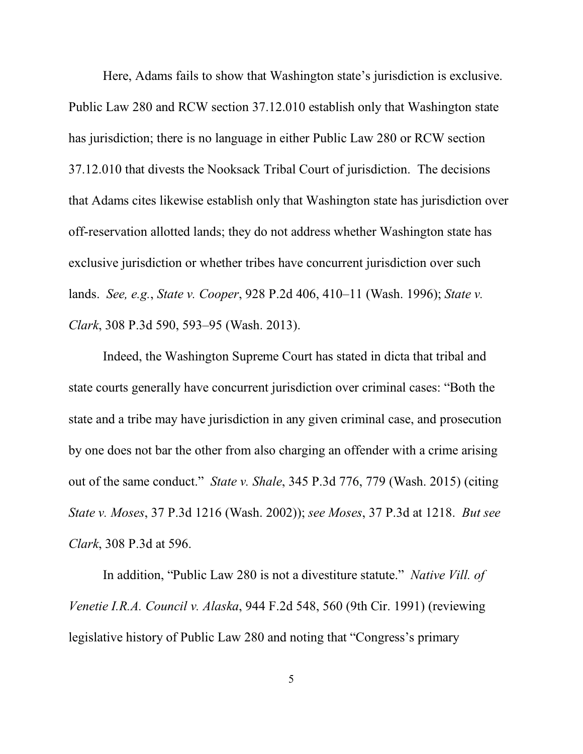Here, Adams fails to show that Washington state's jurisdiction is exclusive. Public Law 280 and RCW section 37.12.010 establish only that Washington state has jurisdiction; there is no language in either Public Law 280 or RCW section 37.12.010 that divests the Nooksack Tribal Court of jurisdiction. The decisions that Adams cites likewise establish only that Washington state has jurisdiction over off-reservation allotted lands; they do not address whether Washington state has exclusive jurisdiction or whether tribes have concurrent jurisdiction over such lands. *See, e.g.*, *State v. Cooper*, 928 P.2d 406, 410–11 (Wash. 1996); *State v. Clark*, 308 P.3d 590, 593–95 (Wash. 2013).

Indeed, the Washington Supreme Court has stated in dicta that tribal and state courts generally have concurrent jurisdiction over criminal cases: "Both the state and a tribe may have jurisdiction in any given criminal case, and prosecution by one does not bar the other from also charging an offender with a crime arising out of the same conduct." *State v. Shale*, 345 P.3d 776, 779 (Wash. 2015) (citing *State v. Moses*, 37 P.3d 1216 (Wash. 2002)); *see Moses*, 37 P.3d at 1218. *But see Clark*, 308 P.3d at 596.

In addition, "Public Law 280 is not a divestiture statute." *Native Vill. of Venetie I.R.A. Council v. Alaska*, 944 F.2d 548, 560 (9th Cir. 1991) (reviewing legislative history of Public Law 280 and noting that "Congress's primary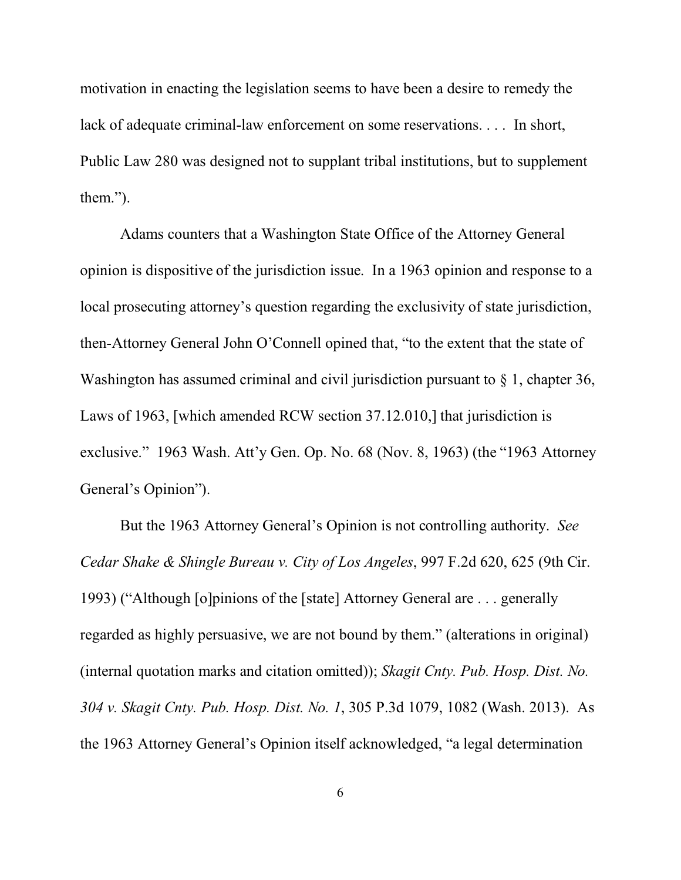motivation in enacting the legislation seems to have been a desire to remedy the lack of adequate criminal-law enforcement on some reservations. . . . In short, Public Law 280 was designed not to supplant tribal institutions, but to supplement them.").

Adams counters that a Washington State Office of the Attorney General opinion is dispositive of the jurisdiction issue. In a 1963 opinion and response to a local prosecuting attorney's question regarding the exclusivity of state jurisdiction, then-Attorney General John O'Connell opined that, "to the extent that the state of Washington has assumed criminal and civil jurisdiction pursuant to § 1, chapter 36, Laws of 1963, [which amended RCW section 37.12.010,] that jurisdiction is exclusive." 1963 Wash. Att'y Gen. Op. No. 68 (Nov. 8, 1963) (the "1963 Attorney General's Opinion").

But the 1963 Attorney General's Opinion is not controlling authority. *See Cedar Shake & Shingle Bureau v. City of Los Angeles*, 997 F.2d 620, 625 (9th Cir. 1993) ("Although [o]pinions of the [state] Attorney General are . . . generally regarded as highly persuasive, we are not bound by them." (alterations in original) (internal quotation marks and citation omitted)); *Skagit Cnty. Pub. Hosp. Dist. No. 304 v. Skagit Cnty. Pub. Hosp. Dist. No. 1*, 305 P.3d 1079, 1082 (Wash. 2013). As the 1963 Attorney General's Opinion itself acknowledged, "a legal determination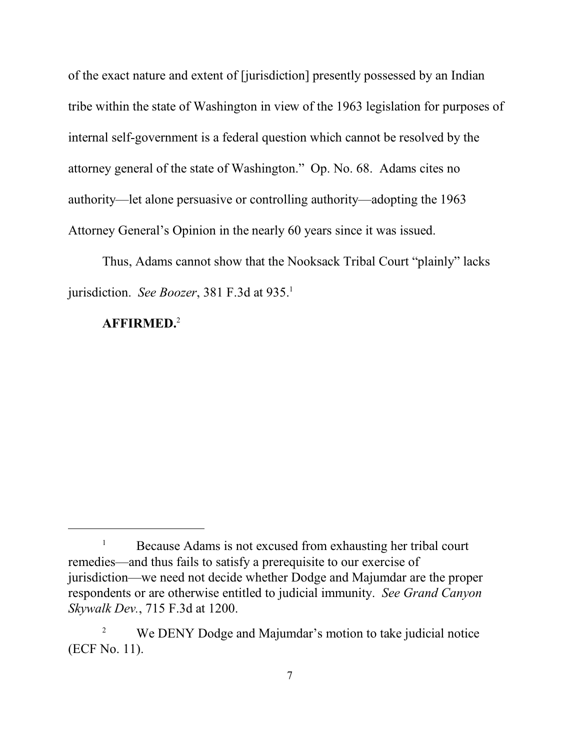of the exact nature and extent of [jurisdiction] presently possessed by an Indian tribe within the state of Washington in view of the 1963 legislation for purposes of internal self-government is a federal question which cannot be resolved by the attorney general of the state of Washington." Op. No. 68. Adams cites no authority—let alone persuasive or controlling authority—adopting the 1963 Attorney General's Opinion in the nearly 60 years since it was issued.

Thus, Adams cannot show that the Nooksack Tribal Court "plainly" lacks jurisdiction. *See Boozer*, 381 F.3d at 935.[1]

**AFFIRMED.**[2]

---

[1] Because Adams is not excused from exhausting her tribal court remedies—and thus fails to satisfy a prerequisite to our exercise of jurisdiction—we need not decide whether Dodge and Majumdar are the proper respondents or are otherwise entitled to judicial immunity. *See Grand Canyon Skywalk Dev.*, 715 F.3d at 1200.

[2] We DENY Dodge and Majumdar's motion to take judicial notice (ECF No. 11).